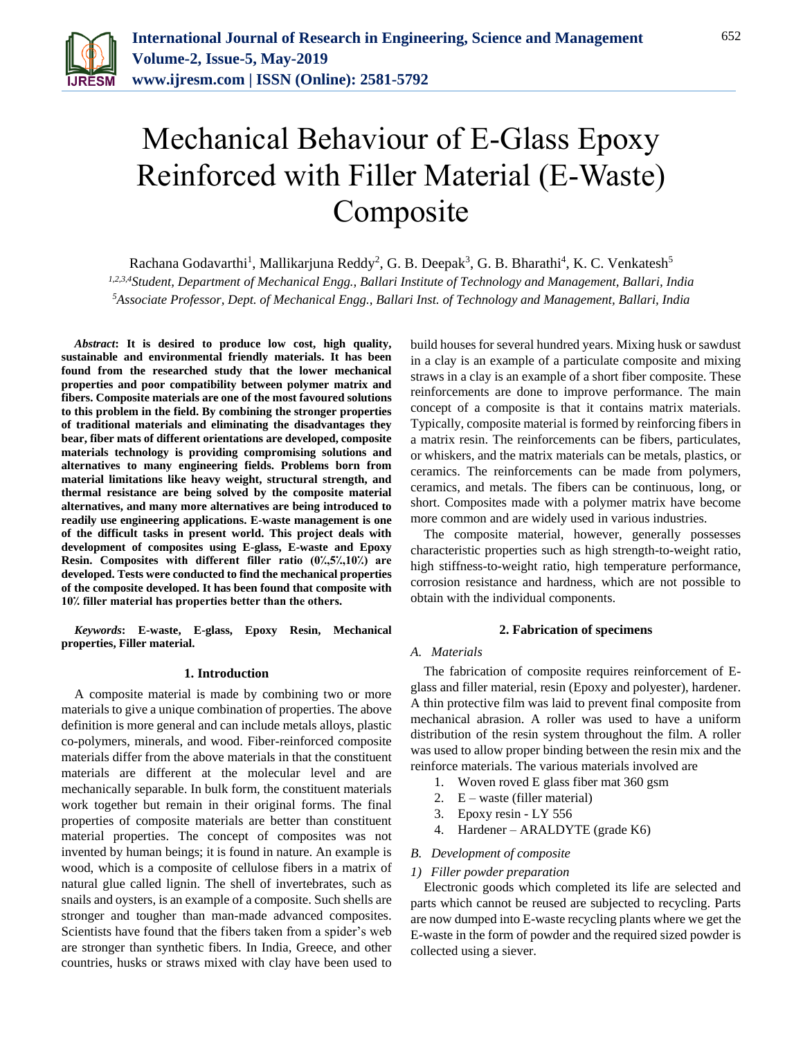# Mechanical Behaviour of E-Glass Epoxy Reinforced with Filler Material (E-Waste) Composite

Rachana Godavarthi[1], Mallikarjuna Reddy[2], G. B. Deepak[3], G. B. Bharathi[4], K. C. Venkatesh[5]

[1,2,3,4]*Student, Department of Mechanical Engg., Ballari Institute of Technology and Management, Ballari, India*
[5]*Associate Professor, Dept. of Mechanical Engg., Ballari Inst. of Technology and Management, Ballari, India*

***Abstract*****: It is desired to produce low cost, high quality, sustainable and environmental friendly materials. It has been found from the researched study that the lower mechanical properties and poor compatibility between polymer matrix and fibers. Composite materials are one of the most favoured solutions to this problem in the field. By combining the stronger properties of traditional materials and eliminating the disadvantages they bear, fiber mats of different orientations are developed, composite materials technology is providing compromising solutions and alternatives to many engineering fields. Problems born from material limitations like heavy weight, structural strength, and thermal resistance are being solved by the composite material alternatives, and many more alternatives are being introduced to readily use engineering applications. E-waste management is one of the difficult tasks in present world. This project deals with development of composites using E-glass, E-waste and Epoxy Resin. Composites with different filler ratio (0⁄,5⁄,10⁄) are developed. Tests were conducted to find the mechanical properties of the composite developed. It has been found that composite with 10⁄ filler material has properties better than the others.**

***Keywords*****: E-waste, E-glass, Epoxy Resin, Mechanical properties, Filler material.**

## 1. Introduction

A composite material is made by combining two or more materials to give a unique combination of properties. The above definition is more general and can include metals alloys, plastic co-polymers, minerals, and wood. Fiber-reinforced composite materials differ from the above materials in that the constituent materials are different at the molecular level and are mechanically separable. In bulk form, the constituent materials work together but remain in their original forms. The final properties of composite materials are better than constituent material properties. The concept of composites was not invented by human beings; it is found in nature. An example is wood, which is a composite of cellulose fibers in a matrix of natural glue called lignin. The shell of invertebrates, such as snails and oysters, is an example of a composite. Such shells are stronger and tougher than man-made advanced composites. Scientists have found that the fibers taken from a spider's web are stronger than synthetic fibers. In India, Greece, and other countries, husks or straws mixed with clay have been used to build houses for several hundred years. Mixing husk or sawdust in a clay is an example of a particulate composite and mixing straws in a clay is an example of a short fiber composite. These reinforcements are done to improve performance. The main concept of a composite is that it contains matrix materials. Typically, composite material is formed by reinforcing fibers in a matrix resin. The reinforcements can be fibers, particulates, or whiskers, and the matrix materials can be metals, plastics, or ceramics. The reinforcements can be made from polymers, ceramics, and metals. The fibers can be continuous, long, or short. Composites made with a polymer matrix have become more common and are widely used in various industries.

The composite material, however, generally possesses characteristic properties such as high strength-to-weight ratio, high stiffness-to-weight ratio, high temperature performance, corrosion resistance and hardness, which are not possible to obtain with the individual components.

## 2. Fabrication of specimens

### *A. Materials*

The fabrication of composite requires reinforcement of E-glass and filler material, resin (Epoxy and polyester), hardener. A thin protective film was laid to prevent final composite from mechanical abrasion. A roller was used to have a uniform distribution of the resin system throughout the film. A roller was used to allow proper binding between the resin mix and the reinforce materials. The various materials involved are

1. Woven roved E glass fiber mat 360 gsm
2. E – waste (filler material)
3. Epoxy resin - LY 556
4. Hardener – ARALDYTE (grade K6)

### *B. Development of composite*

#### *1) Filler powder preparation*

Electronic goods which completed its life are selected and parts which cannot be reused are subjected to recycling. Parts are now dumped into E-waste recycling plants where we get the E-waste in the form of powder and the required sized powder is collected using a siever.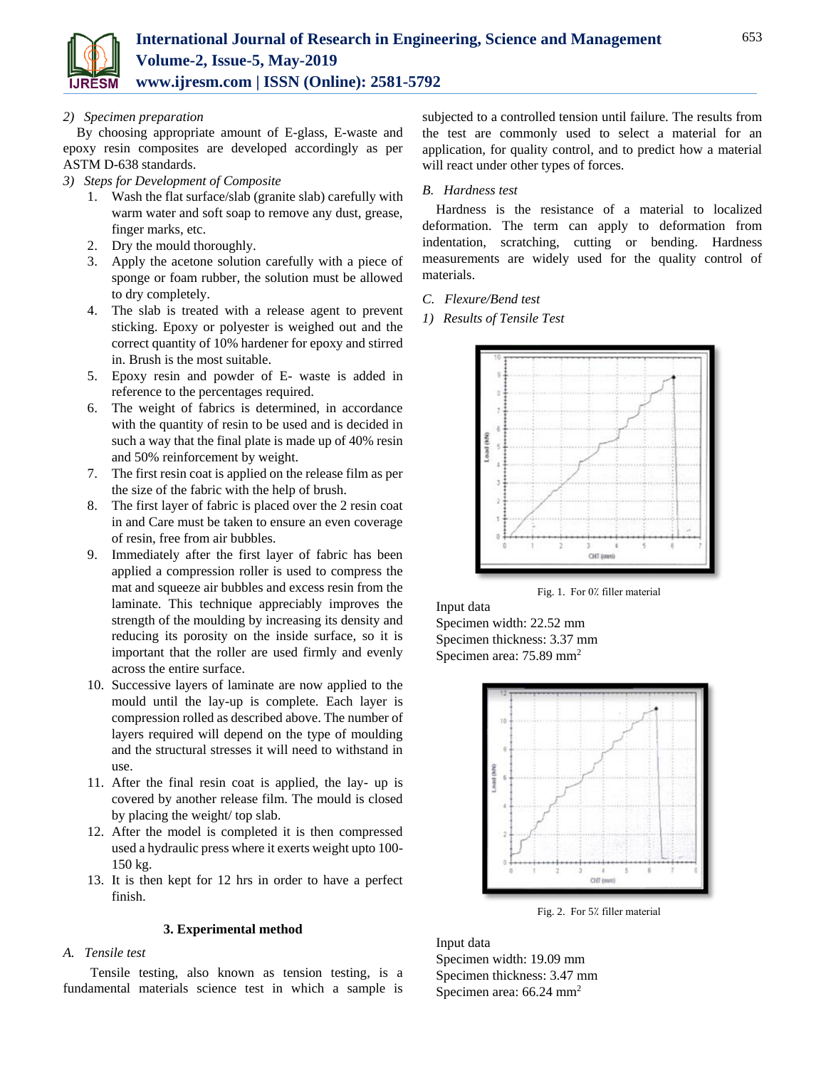*2) Specimen preparation*

By choosing appropriate amount of E-glass, E-waste and epoxy resin composites are developed accordingly as per ASTM D-638 standards.

*3) Steps for Development of Composite*

1. Wash the flat surface/slab (granite slab) carefully with warm water and soft soap to remove any dust, grease, finger marks, etc.
2. Dry the mould thoroughly.
3. Apply the acetone solution carefully with a piece of sponge or foam rubber, the solution must be allowed to dry completely.
4. The slab is treated with a release agent to prevent sticking. Epoxy or polyester is weighed out and the correct quantity of 10% hardener for epoxy and stirred in. Brush is the most suitable.
5. Epoxy resin and powder of E- waste is added in reference to the percentages required.
6. The weight of fabrics is determined, in accordance with the quantity of resin to be used and is decided in such a way that the final plate is made up of 40% resin and 50% reinforcement by weight.
7. The first resin coat is applied on the release film as per the size of the fabric with the help of brush.
8. The first layer of fabric is placed over the 2 resin coat in and Care must be taken to ensure an even coverage of resin, free from air bubbles.
9. Immediately after the first layer of fabric has been applied a compression roller is used to compress the mat and squeeze air bubbles and excess resin from the laminate. This technique appreciably improves the strength of the moulding by increasing its density and reducing its porosity on the inside surface, so it is important that the roller are used firmly and evenly across the entire surface.
10. Successive layers of laminate are now applied to the mould until the lay-up is complete. Each layer is compression rolled as described above. The number of layers required will depend on the type of moulding and the structural stresses it will need to withstand in use.
11. After the final resin coat is applied, the lay- up is covered by another release film. The mould is closed by placing the weight/ top slab.
12. After the model is completed it is then compressed used a hydraulic press where it exerts weight upto 100-150 kg.
13. It is then kept for 12 hrs in order to have a perfect finish.

## 3. Experimental method

*A. Tensile test*

Tensile testing, also known as tension testing, is a fundamental materials science test in which a sample is subjected to a controlled tension until failure. The results from the test are commonly used to select a material for an application, for quality control, and to predict how a material will react under other types of forces.

*B. Hardness test*

Hardness is the resistance of a material to localized deformation. The term can apply to deformation from indentation, scratching, cutting or bending. Hardness measurements are widely used for the quality control of materials.

*C. Flexure/Bend test*

*1) Results of Tensile Test*

Load (kN)
CHT (mm)

Fig. 1. For 0٪ filler material

Input data
Specimen width: 22.52 mm
Specimen thickness: 3.37 mm
Specimen area: 75.89 mm$^2$

Load (kN)
CHT (mm)

Fig. 2. For 5٪ filler material

Input data
Specimen width: 19.09 mm
Specimen thickness: 3.47 mm
Specimen area: 66.24 mm$^2$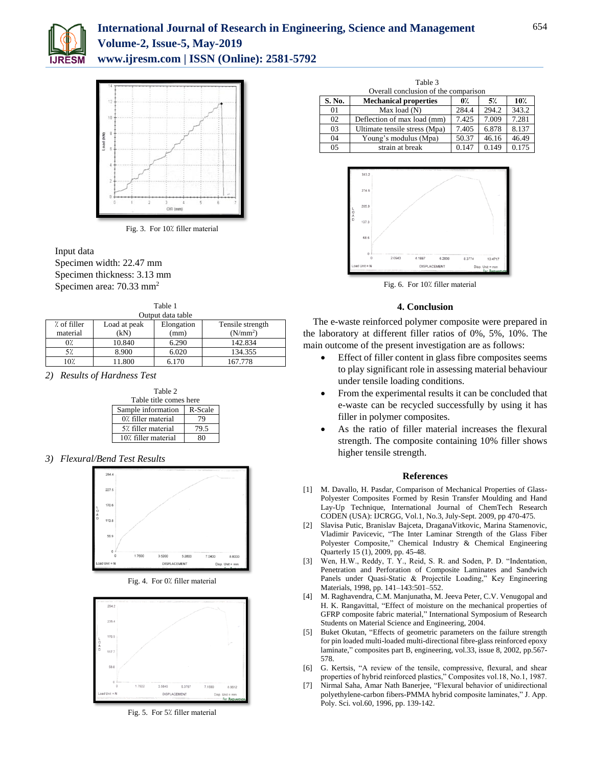14

12

10

8

6

4

2

0

0 1 2 3 4 5 6 7

Load (kN)

CH1 (mm)

Fig. 3. For 10٪ filler material

Input data

Specimen width: 22.47 mm

Specimen thickness: 3.13 mm

Specimen area: 70.33 mm$^2$

Table 1
Output data table

| ٪ of filler material | Load at peak (kN) | Elongation (mm) | Tensile strength (N/mm$^2$) |
|---|---|---|---|
| 0٪ | 10.840 | 6.290 | 142.834 |
| 5٪ | 8.900 | 6.020 | 134.355 |
| 10٪ | 11.800 | 6.170 | 167.778 |

*2) Results of Hardness Test*

Table 2
Table title comes here

| Sample information | R-Scale |
|---|---|
| 0٪ filler material | 79 |
| 5٪ filler material | 79.5 |
| 10٪ filler material | 80 |

*3) Flexural/Bend Test Results*

284.4

227.5

170.6

113.8

56.9

0

0 1.7600 3.5200 5.2800 7.0400 8.8000

LOAD

Load Unit = N

DISPLACEMENT

Disp. Unit = mm

Fig. 4. For 0٪ filler material

294.2

235.4

176.5

117.7

58.8

0

0 1.7922 3.5845 5.3767 7.1690 8.9612

LOAD

Load Unit = N

DISPLACEMENT

Disp. Unit = mm

Fig. 5. For 5٪ filler material

Table 3
Overall conclusion of the comparison

| S. No. | Mechanical properties | 0٪ | 5٪ | 10٪ |
|---|---|---|---|---|
| 01 | Max load (N) | 284.4 | 294.2 | 343.2 |
| 02 | Deflection of max load (mm) | 7.425 | 7.009 | 7.281 |
| 03 | Ultimate tensile stress (Mpa) | 7.405 | 6.878 | 8.137 |
| 04 | Young's modulus (Mpa) | 50.37 | 46.16 | 46.49 |
| 05 | strain at break | 0.147 | 0.149 | 0.175 |

343.2

274.6

205.9

137.3

68.6

0

0 2.0943 4.1887 6.2830 8.3774 10.4717

LOAD

Load Unit = N

DISPLACEMENT

Disp. Unit = mm

Fig. 6. For 10٪ filler material

## 4. Conclusion

The e-waste reinforced polymer composite were prepared in the laboratory at different filler ratios of 0%, 5%, 10%. The main outcome of the present investigation are as follows:

- Effect of filler content in glass fibre composites seems to play significant role in assessing material behaviour under tensile loading conditions.
- From the experimental results it can be concluded that e-waste can be recycled successfully by using it has filler in polymer composites.
- As the ratio of filler material increases the flexural strength. The composite containing 10% filler shows higher tensile strength.

## References

[1] M. Davallo, H. Pasdar, Comparison of Mechanical Properties of Glass-Polyester Composites Formed by Resin Transfer Moulding and Hand Lay-Up Technique, International Journal of ChemTech Research CODEN (USA): IJCRGG, Vol.1, No.3, July-Sept. 2009, pp 470-475.

[2] Slavisa Putic, Branislav Bajceta, DraganaVitkovic, Marina Stamenovic, Vladimir Pavicevic, "The Inter Laminar Strength of the Glass Fiber Polyester Composite," Chemical Industry & Chemical Engineering Quarterly 15 (1), 2009, pp. 45-48.

[3] Wen, H.W., Reddy, T. Y., Reid, S. R. and Soden, P. D. "Indentation, Penetration and Perforation of Composite Laminates and Sandwich Panels under Quasi-Static & Projectile Loading," Key Engineering Materials, 1998, pp. 141–143:501–552.

[4] M. Raghavendra, C.M. Manjunatha, M. Jeeva Peter, C.V. Venugopal and H. K. Rangavittal, "Effect of moisture on the mechanical properties of GFRP composite fabric material," International Symposium of Research Students on Material Science and Engineering, 2004.

[5] Buket Okutan, "Effects of geometric parameters on the failure strength for pin loaded multi-loaded multi-directional fibre-glass reinforced epoxy laminate," composites part B, engineering, vol.33, issue 8, 2002, pp.567-578.

[6] G. Kertsis, "A review of the tensile, compressive, flexural, and shear properties of hybrid reinforced plastics," Composites vol.18, No.1, 1987.

[7] Nirmal Saha, Amar Nath Banerjee, "Flexural behavior of unidirectional polyethylene-carbon fibers-PMMA hybrid composite laminates," J. App. Poly. Sci. vol.60, 1996, pp. 139-142.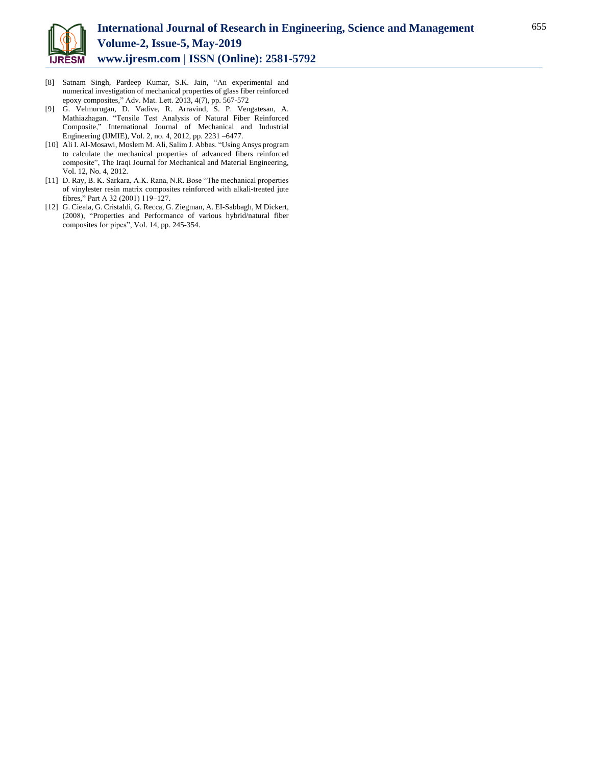[8] Satnam Singh, Pardeep Kumar, S.K. Jain, "An experimental and numerical investigation of mechanical properties of glass fiber reinforced epoxy composites," Adv. Mat. Lett. 2013, 4(7), pp. 567-572

[9] G. Velmurugan, D. Vadive, R. Arravind, S. P. Vengatesan, A. Mathiazhagan. "Tensile Test Analysis of Natural Fiber Reinforced Composite," International Journal of Mechanical and Industrial Engineering (IJMIE), Vol. 2, no. 4, 2012, pp. 2231 –6477.

[10] Ali I. Al-Mosawi, Moslem M. Ali, Salim J. Abbas. "Using Ansys program to calculate the mechanical properties of advanced fibers reinforced composite", The Iraqi Journal for Mechanical and Material Engineering, Vol. 12, No. 4, 2012.

[11] D. Ray, B. K. Sarkara, A.K. Rana, N.R. Bose "The mechanical properties of vinylester resin matrix composites reinforced with alkali-treated jute fibres," Part A 32 (2001) 119–127.

[12] G. Cieala, G. Cristaldi, G. Recca, G. Ziegman, A. EI-Sabbagh, M Dickert, (2008), "Properties and Performance of various hybrid/natural fiber composites for pipes", Vol. 14, pp. 245-354.